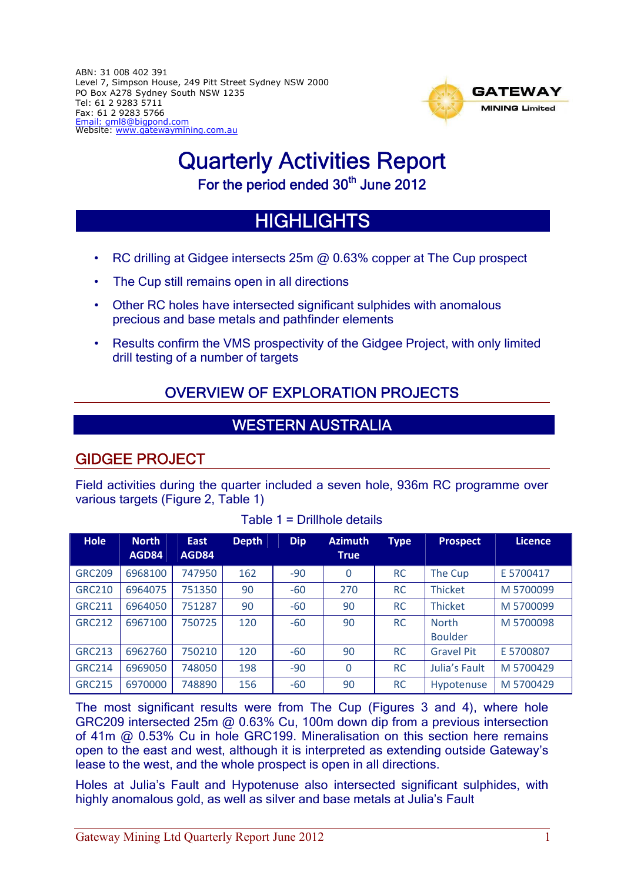ABN: 31 008 402 391
Level 7, Simpson House, 249 Pitt Street Sydney NSW 2000
PO Box A278 Sydney South NSW 1235
Tel: 61 2 9283 5711
Fax: 61 2 9283 5766
Email: gml8@bigpond.com
Website: www.gatewaymining.com.au

GATEWAY MINING Limited

# Quarterly Activities Report

For the period ended 30th June 2012

## HIGHLIGHTS

- RC drilling at Gidgee intersects 25m @ 0.63% copper at The Cup prospect
- The Cup still remains open in all directions
- Other RC holes have intersected significant sulphides with anomalous precious and base metals and pathfinder elements
- Results confirm the VMS prospectivity of the Gidgee Project, with only limited drill testing of a number of targets

## OVERVIEW OF EXPLORATION PROJECTS

## WESTERN AUSTRALIA

### GIDGEE PROJECT

Field activities during the quarter included a seven hole, 936m RC programme over various targets (Figure 2, Table 1)

Table 1 = Drillhole details

| Hole | North AGD84 | East AGD84 | Depth | Dip | Azimuth True | Type | Prospect | Licence |
|---|---|---|---|---|---|---|---|---|
| GRC209 | 6968100 | 747950 | 162 | -90 | 0 | RC | The Cup | E 5700417 |
| GRC210 | 6964075 | 751350 | 90 | -60 | 270 | RC | Thicket | M 5700099 |
| GRC211 | 6964050 | 751287 | 90 | -60 | 90 | RC | Thicket | M 5700099 |
| GRC212 | 6967100 | 750725 | 120 | -60 | 90 | RC | North Boulder | M 5700098 |
| GRC213 | 6962760 | 750210 | 120 | -60 | 90 | RC | Gravel Pit | E 5700807 |
| GRC214 | 6969050 | 748050 | 198 | -90 | 0 | RC | Julia's Fault | M 5700429 |
| GRC215 | 6970000 | 748890 | 156 | -60 | 90 | RC | Hypotenuse | M 5700429 |

The most significant results were from The Cup (Figures 3 and 4), where hole GRC209 intersected 25m @ 0.63% Cu, 100m down dip from a previous intersection of 41m @ 0.53% Cu in hole GRC199. Mineralisation on this section here remains open to the east and west, although it is interpreted as extending outside Gateway's lease to the west, and the whole prospect is open in all directions.

Holes at Julia's Fault and Hypotenuse also intersected significant sulphides, with highly anomalous gold, as well as silver and base metals at Julia's Fault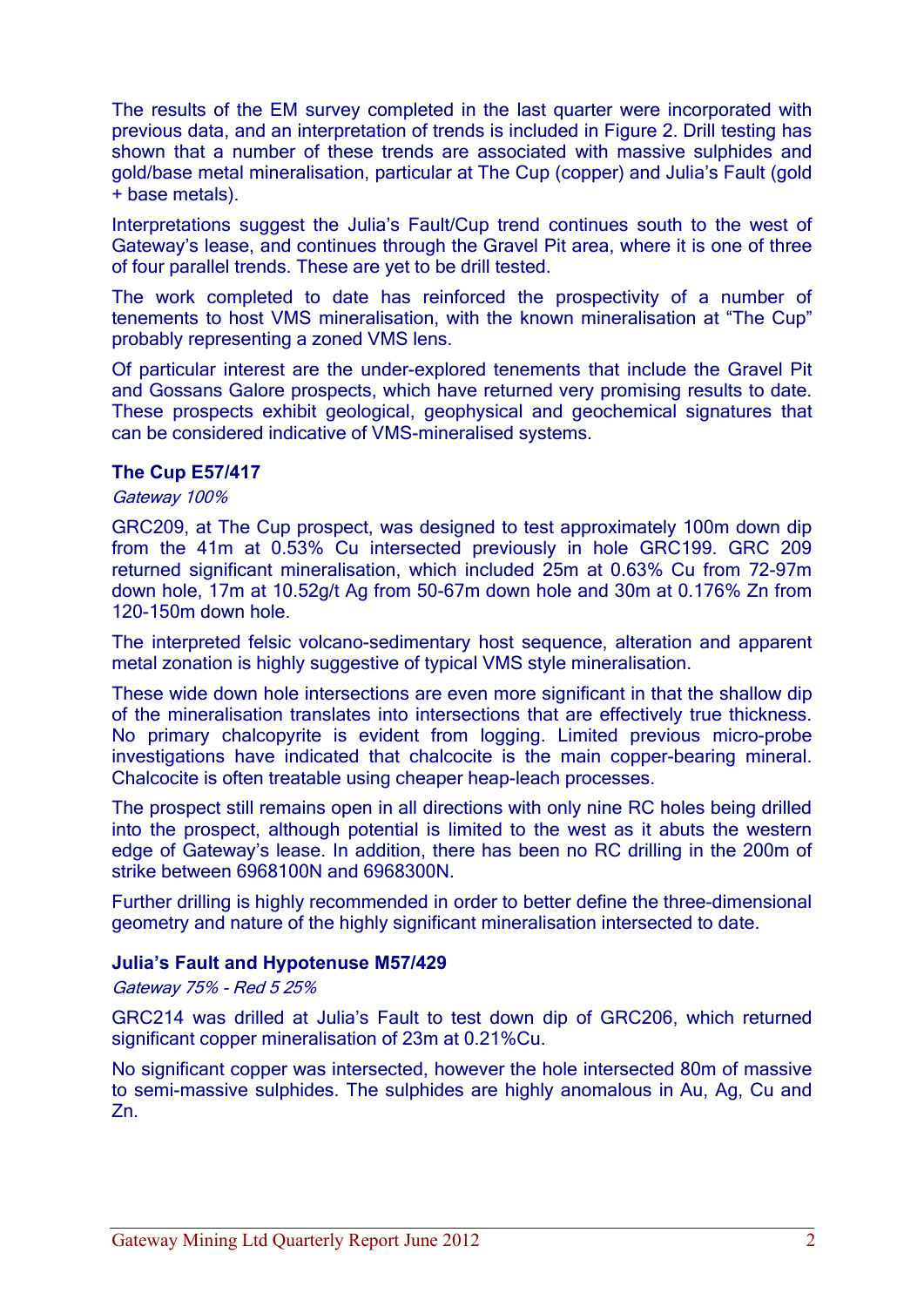The results of the EM survey completed in the last quarter were incorporated with previous data, and an interpretation of trends is included in Figure 2. Drill testing has shown that a number of these trends are associated with massive sulphides and gold/base metal mineralisation, particular at The Cup (copper) and Julia's Fault (gold + base metals).

Interpretations suggest the Julia's Fault/Cup trend continues south to the west of Gateway's lease, and continues through the Gravel Pit area, where it is one of three of four parallel trends. These are yet to be drill tested.

The work completed to date has reinforced the prospectivity of a number of tenements to host VMS mineralisation, with the known mineralisation at "The Cup" probably representing a zoned VMS lens.

Of particular interest are the under-explored tenements that include the Gravel Pit and Gossans Galore prospects, which have returned very promising results to date. These prospects exhibit geological, geophysical and geochemical signatures that can be considered indicative of VMS-mineralised systems.

### The Cup E57/417

*Gateway 100%*

GRC209, at The Cup prospect, was designed to test approximately 100m down dip from the 41m at 0.53% Cu intersected previously in hole GRC199. GRC 209 returned significant mineralisation, which included 25m at 0.63% Cu from 72-97m down hole, 17m at 10.52g/t Ag from 50-67m down hole and 30m at 0.176% Zn from 120-150m down hole.

The interpreted felsic volcano-sedimentary host sequence, alteration and apparent metal zonation is highly suggestive of typical VMS style mineralisation.

These wide down hole intersections are even more significant in that the shallow dip of the mineralisation translates into intersections that are effectively true thickness. No primary chalcopyrite is evident from logging. Limited previous micro-probe investigations have indicated that chalcocite is the main copper-bearing mineral. Chalcocite is often treatable using cheaper heap-leach processes.

The prospect still remains open in all directions with only nine RC holes being drilled into the prospect, although potential is limited to the west as it abuts the western edge of Gateway's lease. In addition, there has been no RC drilling in the 200m of strike between 6968100N and 6968300N.

Further drilling is highly recommended in order to better define the three-dimensional geometry and nature of the highly significant mineralisation intersected to date.

### Julia's Fault and Hypotenuse M57/429

*Gateway 75% - Red 5 25%*

GRC214 was drilled at Julia's Fault to test down dip of GRC206, which returned significant copper mineralisation of 23m at 0.21%Cu.

No significant copper was intersected, however the hole intersected 80m of massive to semi-massive sulphides. The sulphides are highly anomalous in Au, Ag, Cu and Zn.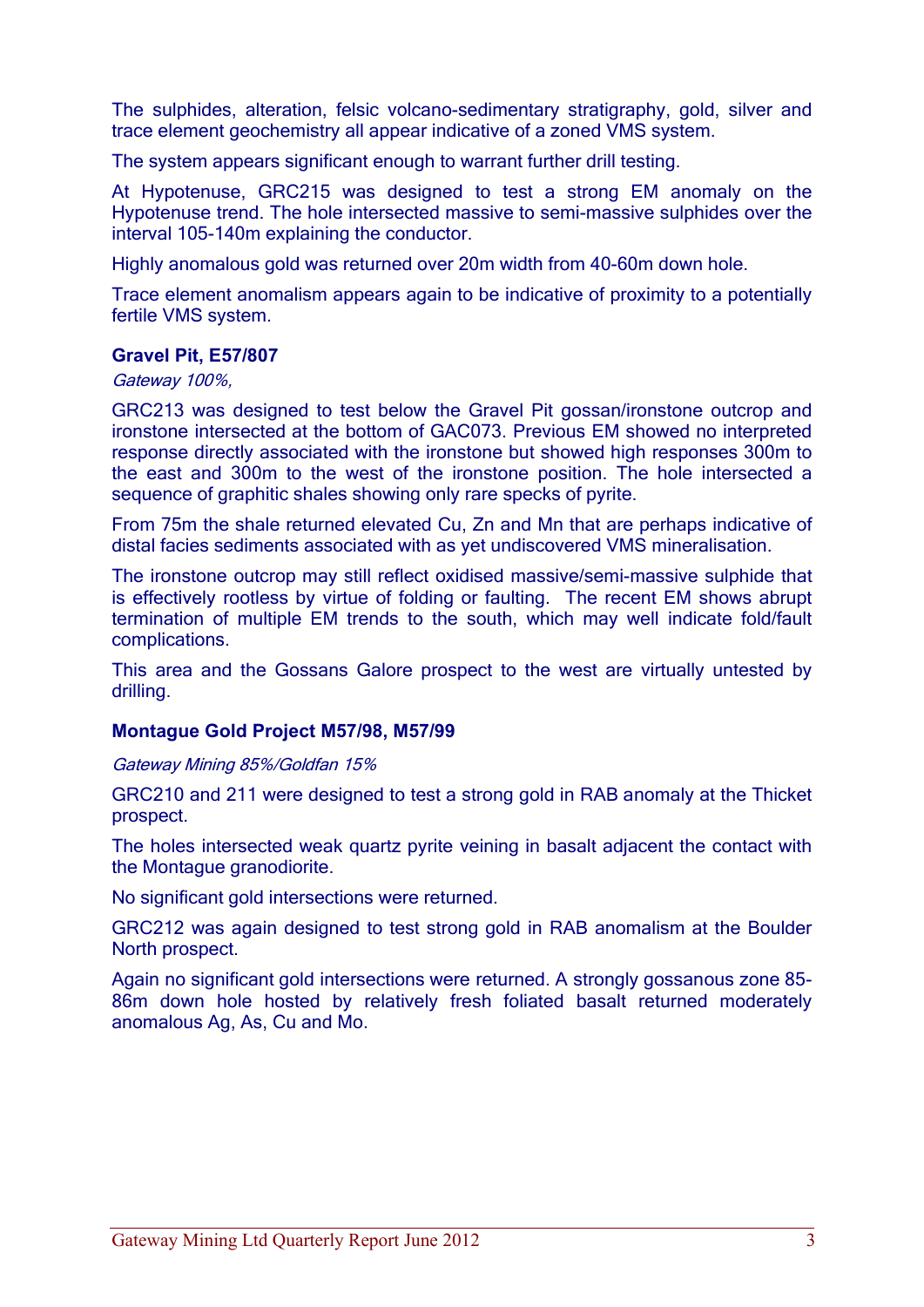The sulphides, alteration, felsic volcano-sedimentary stratigraphy, gold, silver and trace element geochemistry all appear indicative of a zoned VMS system.

The system appears significant enough to warrant further drill testing.

At Hypotenuse, GRC215 was designed to test a strong EM anomaly on the Hypotenuse trend. The hole intersected massive to semi-massive sulphides over the interval 105-140m explaining the conductor.

Highly anomalous gold was returned over 20m width from 40-60m down hole.

Trace element anomalism appears again to be indicative of proximity to a potentially fertile VMS system.

### Gravel Pit, E57/807

*Gateway 100%,*

GRC213 was designed to test below the Gravel Pit gossan/ironstone outcrop and ironstone intersected at the bottom of GAC073. Previous EM showed no interpreted response directly associated with the ironstone but showed high responses 300m to the east and 300m to the west of the ironstone position. The hole intersected a sequence of graphitic shales showing only rare specks of pyrite.

From 75m the shale returned elevated Cu, Zn and Mn that are perhaps indicative of distal facies sediments associated with as yet undiscovered VMS mineralisation.

The ironstone outcrop may still reflect oxidised massive/semi-massive sulphide that is effectively rootless by virtue of folding or faulting. The recent EM shows abrupt termination of multiple EM trends to the south, which may well indicate fold/fault complications.

This area and the Gossans Galore prospect to the west are virtually untested by drilling.

### Montague Gold Project M57/98, M57/99

*Gateway Mining 85%/Goldfan 15%*

GRC210 and 211 were designed to test a strong gold in RAB anomaly at the Thicket prospect.

The holes intersected weak quartz pyrite veining in basalt adjacent the contact with the Montague granodiorite.

No significant gold intersections were returned.

GRC212 was again designed to test strong gold in RAB anomalism at the Boulder North prospect.

Again no significant gold intersections were returned. A strongly gossanous zone 85-86m down hole hosted by relatively fresh foliated basalt returned moderately anomalous Ag, As, Cu and Mo.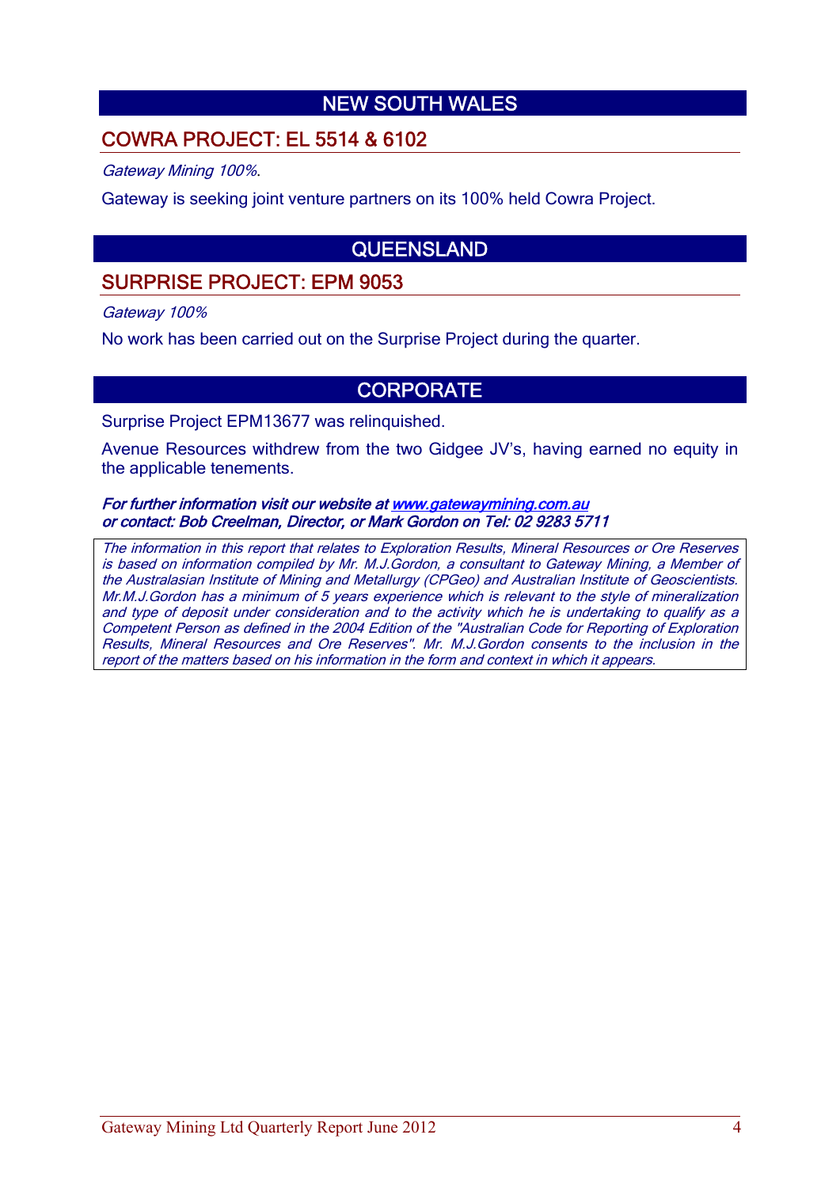# NEW SOUTH WALES

## COWRA PROJECT: EL 5514 & 6102

*Gateway Mining 100%*.

Gateway is seeking joint venture partners on its 100% held Cowra Project.

# QUEENSLAND

## SURPRISE PROJECT: EPM 9053

*Gateway 100%*

No work has been carried out on the Surprise Project during the quarter.

# CORPORATE

Surprise Project EPM13677 was relinquished.

Avenue Resources withdrew from the two Gidgee JV's, having earned no equity in the applicable tenements.

***For further information visit our website at [www.gatewaymining.com.au](http://www.gatewaymining.com.au)***
***or contact: Bob Creelman, Director, or Mark Gordon on Tel: 02 9283 5711***

*The information in this report that relates to Exploration Results, Mineral Resources or Ore Reserves is based on information compiled by Mr. M.J.Gordon, a consultant to Gateway Mining, a Member of the Australasian Institute of Mining and Metallurgy (CPGeo) and Australian Institute of Geoscientists. Mr.M.J.Gordon has a minimum of 5 years experience which is relevant to the style of mineralization and type of deposit under consideration and to the activity which he is undertaking to qualify as a Competent Person as defined in the 2004 Edition of the "Australian Code for Reporting of Exploration Results, Mineral Resources and Ore Reserves". Mr. M.J.Gordon consents to the inclusion in the report of the matters based on his information in the form and context in which it appears.*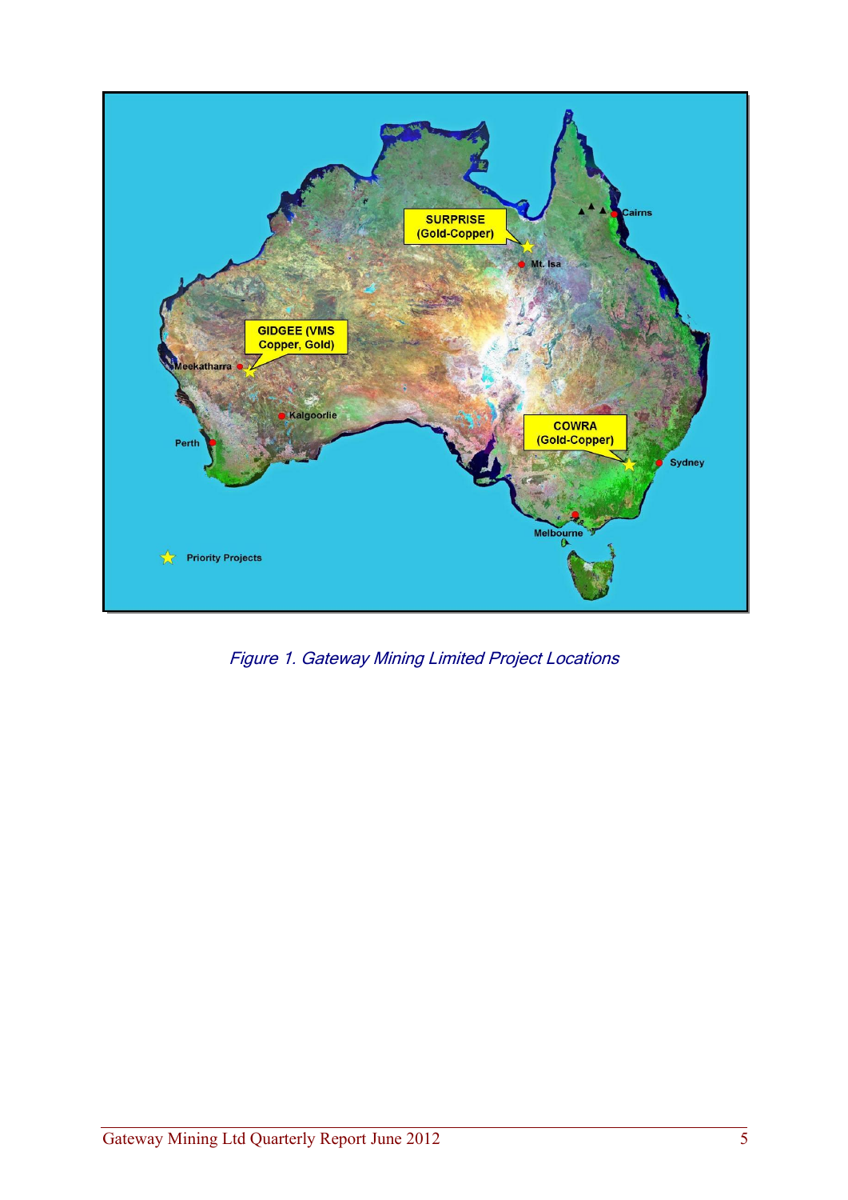*Figure 1. Gateway Mining Limited Project Locations*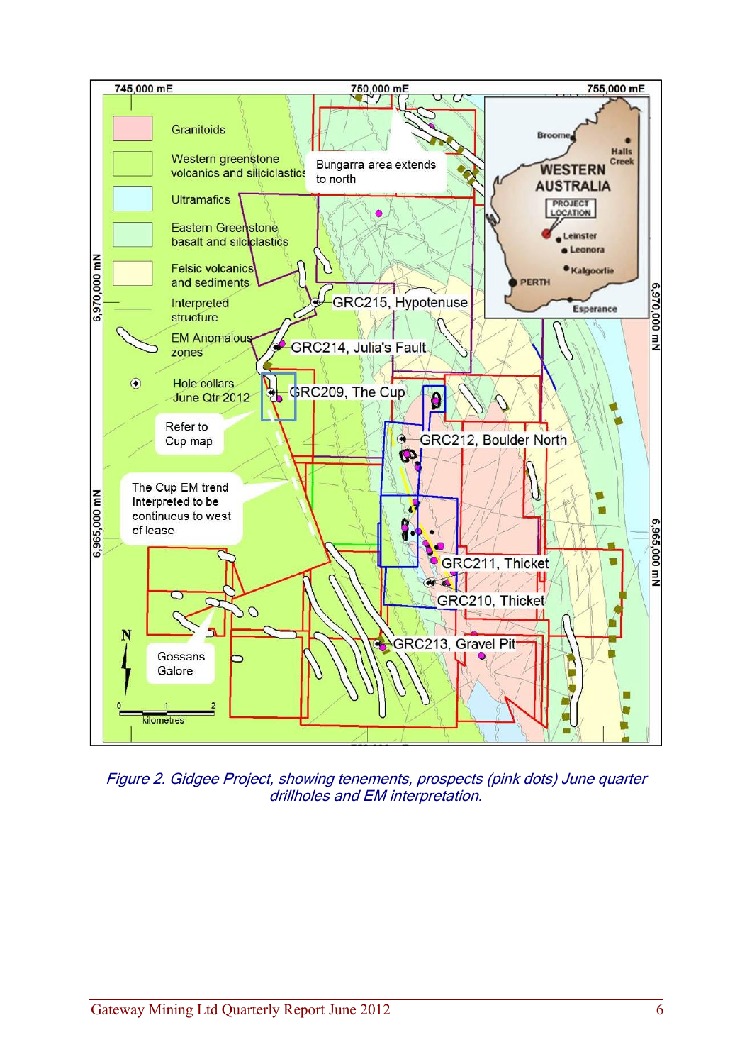Figure 2. Gidgee Project, showing tenements, prospects (pink dots) June quarter drillholes and EM interpretation.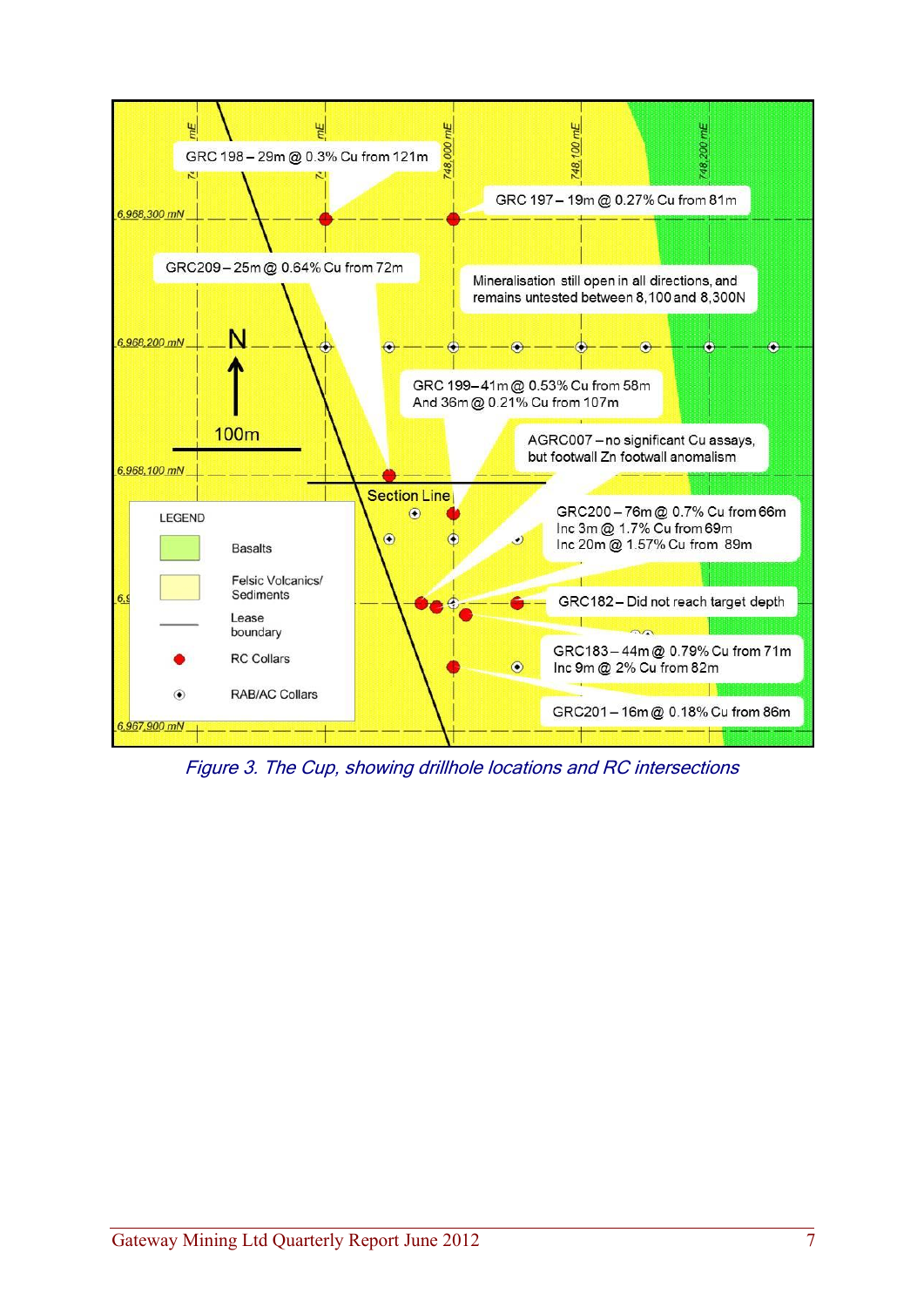GRC 198 – 29m @ 0.3% Cu from 121m

GRC 197 – 19m @ 0.27% Cu from 81m

GRC209 – 25m @ 0.64% Cu from 72m

Mineralisation still open in all directions, and remains untested between 8,100 and 8,300N

GRC 199 – 41m @ 0.53% Cu from 58m
And 36m @ 0.21% Cu from 107m

AGRC007 – no significant Cu assays, but footwall Zn footwall anomalism

Section Line

GRC200 – 76m @ 0.7% Cu from 66m
Inc 3m @ 1.7% Cu from 69m
Inc 20m @ 1.57% Cu from 89m

GRC182 – Did not reach target depth

GRC183 – 44m @ 0.79% Cu from 71m
Inc 9m @ 2% Cu from 82m

GRC201 – 16m @ 0.18% Cu from 86m

N

100m

6,968,300 mN

6,968,200 mN

6,968,100 mN

6,967,900 mN

748,000 mE

748,100 mE

748,200 mE

LEGEND

- Basalts
- Felsic Volcanics/ Sediments
- Lease boundary
- RC Collars
- RAB/AC Collars

*Figure 3. The Cup, showing drillhole locations and RC intersections*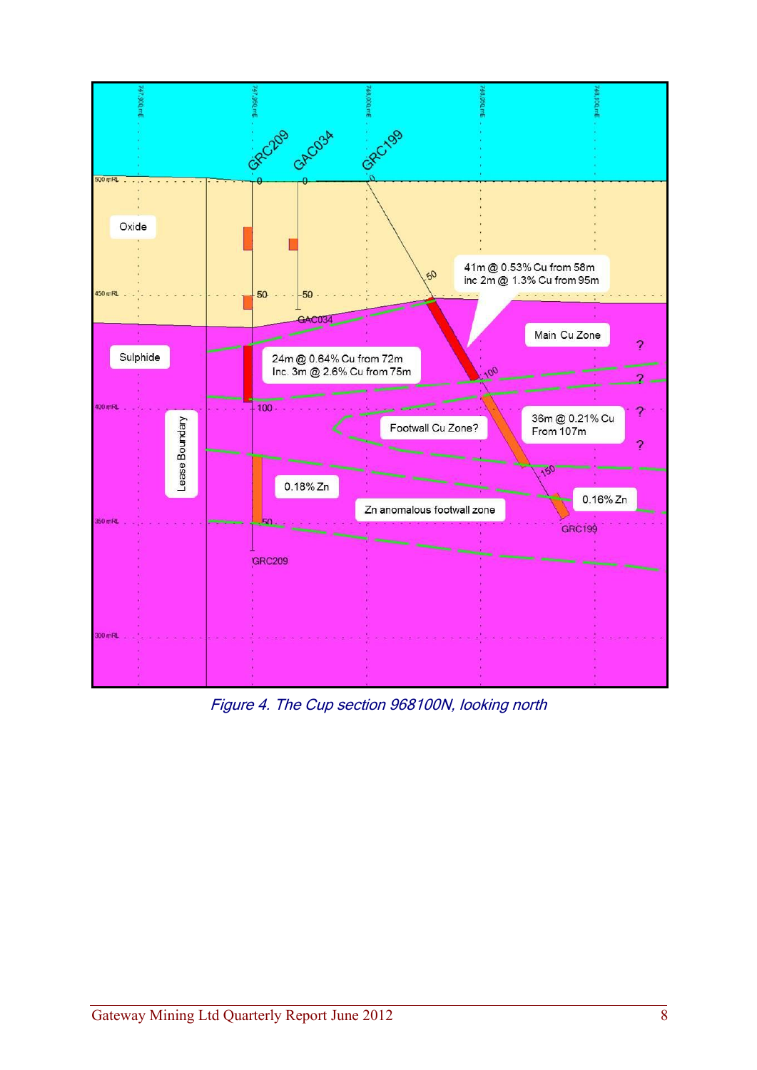747,900 mE
747,950 mE
748,000 mE
748,050 mE
748,100 mE

500 mRL
450 mRL
400 mRL
350 mRL
300 mRL

GRC209
GAC034
GRC199

0
0
0
50
50
50
100
100
150
150

Oxide

Sulphide

Lease Boundary

GAC034

41m @ 0.53% Cu from 58m
inc 2m @ 1.3% Cu from 95m

Main Cu Zone

24m @ 0.64% Cu from 72m
Inc. 3m @ 2.6% Cu from 75m

Footwall Cu Zone?

36m @ 0.21% Cu
From 107m

0.18% Zn

0.16% Zn

Zn anomalous footwall zone

GRC199

GRC209

?
?
?
?

*Figure 4. The Cup section 968100N, looking north*